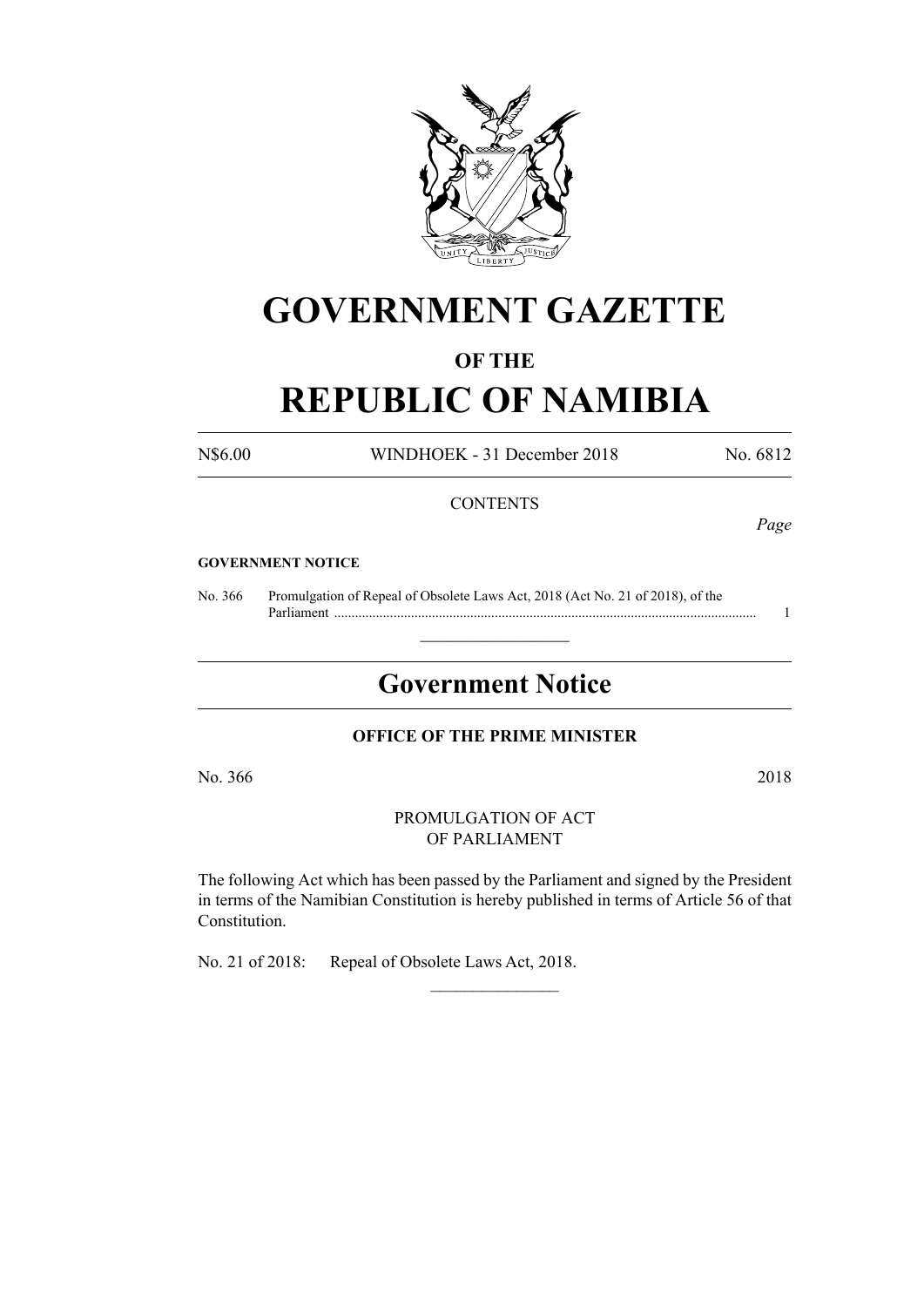# GOVERNMENT GAZETTE

## OF THE

# REPUBLIC OF NAMIBIA

N$6.00 WINDHOEK - 31 December 2018 No. 6812

CONTENTS

*Page*

**GOVERNMENT NOTICE**

No. 366 Promulgation of Repeal of Obsolete Laws Act, 2018 (Act No. 21 of 2018), of the Parliament ........................................................................................................................... 1

---

## Government Notice

**OFFICE OF THE PRIME MINISTER**

No. 366 2018

PROMULGATION OF ACT
OF PARLIAMENT

The following Act which has been passed by the Parliament and signed by the President in terms of the Namibian Constitution is hereby published in terms of Article 56 of that Constitution.

No. 21 of 2018: Repeal of Obsolete Laws Act, 2018.

---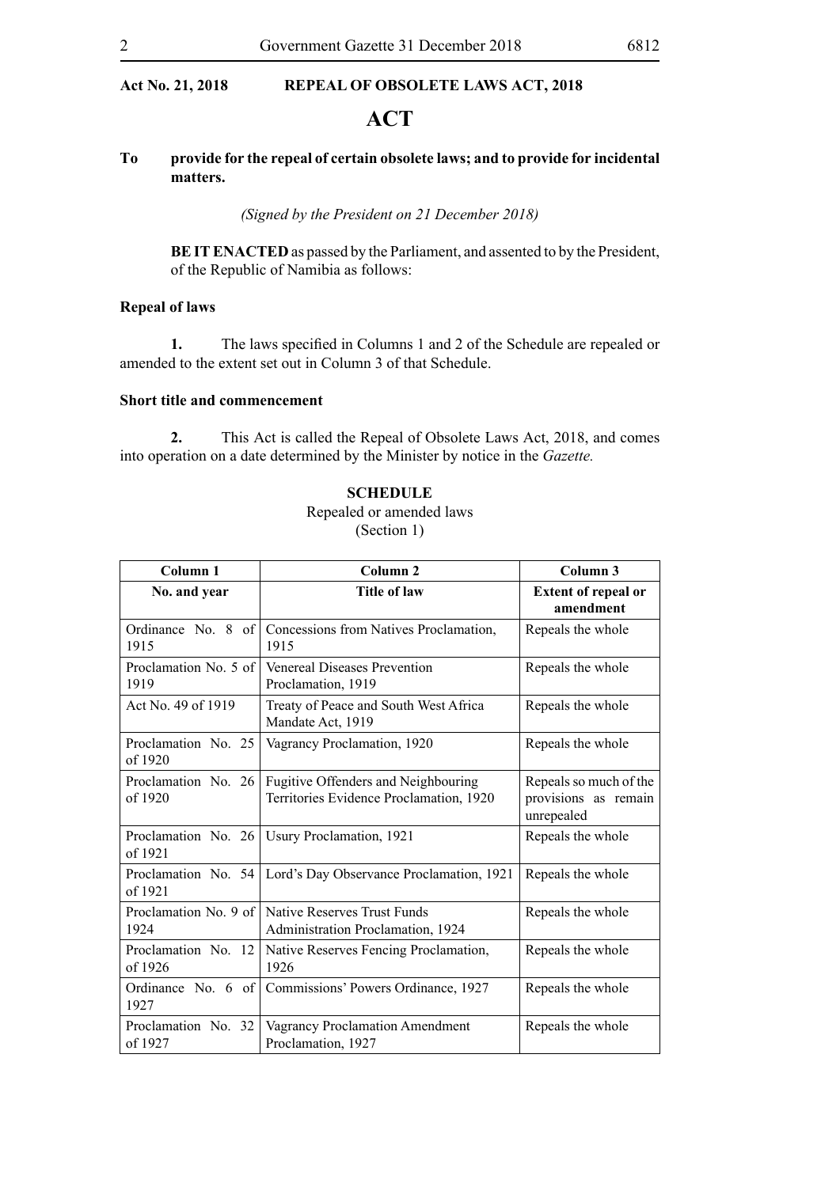**Act No. 21, 2018 REPEAL OF OBSOLETE LAWS ACT, 2018**

# ACT

**To provide for the repeal of certain obsolete laws; and to provide for incidental matters.**

*(Signed by the President on 21 December 2018)*

**BE IT ENACTED** as passed by the Parliament, and assented to by the President, of the Republic of Namibia as follows:

### Repeal of laws

**1.** The laws specified in Columns 1 and 2 of the Schedule are repealed or amended to the extent set out in Column 3 of that Schedule.

### Short title and commencement

**2.** This Act is called the Repeal of Obsolete Laws Act, 2018, and comes into operation on a date determined by the Minister by notice in the *Gazette.*

## SCHEDULE

Repealed or amended laws
(Section 1)

| Column 1 | Column 2 | Column 3 |
|---|---|---|
| **No. and year** | **Title of law** | **Extent of repeal or amendment** |
| Ordinance No. 8 of 1915 | Concessions from Natives Proclamation, 1915 | Repeals the whole |
| Proclamation No. 5 of 1919 | Venereal Diseases Prevention Proclamation, 1919 | Repeals the whole |
| Act No. 49 of 1919 | Treaty of Peace and South West Africa Mandate Act, 1919 | Repeals the whole |
| Proclamation No. 25 of 1920 | Vagrancy Proclamation, 1920 | Repeals the whole |
| Proclamation No. 26 of 1920 | Fugitive Offenders and Neighbouring Territories Evidence Proclamation, 1920 | Repeals so much of the provisions as remain unrepealed |
| Proclamation No. 26 of 1921 | Usury Proclamation, 1921 | Repeals the whole |
| Proclamation No. 54 of 1921 | Lord's Day Observance Proclamation, 1921 | Repeals the whole |
| Proclamation No. 9 of 1924 | Native Reserves Trust Funds Administration Proclamation, 1924 | Repeals the whole |
| Proclamation No. 12 of 1926 | Native Reserves Fencing Proclamation, 1926 | Repeals the whole |
| Ordinance No. 6 of 1927 | Commissions' Powers Ordinance, 1927 | Repeals the whole |
| Proclamation No. 32 of 1927 | Vagrancy Proclamation Amendment Proclamation, 1927 | Repeals the whole |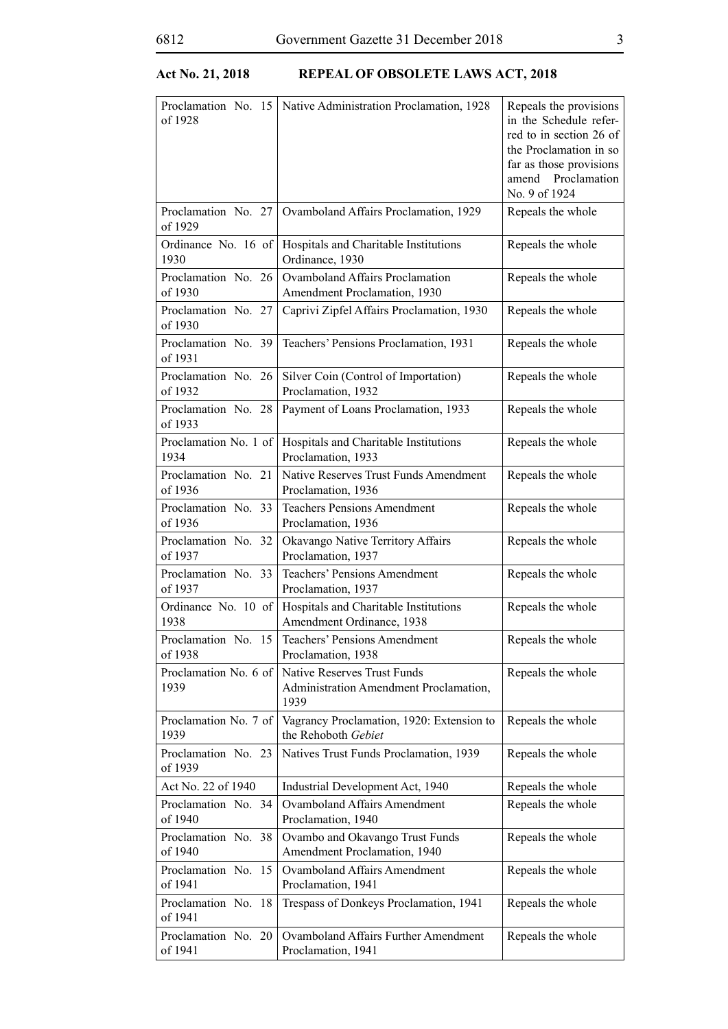| Proclamation No. 15 of 1928 | Native Administration Proclamation, 1928 | Repeals the provisions in the Schedule referred to in section 26 of the Proclamation in so far as those provisions amend Proclamation No. 9 of 1924 |
|---|---|---|
| Proclamation No. 27 of 1929 | Ovamboland Affairs Proclamation, 1929 | Repeals the whole |
| Ordinance No. 16 of 1930 | Hospitals and Charitable Institutions Ordinance, 1930 | Repeals the whole |
| Proclamation No. 26 of 1930 | Ovamboland Affairs Proclamation Amendment Proclamation, 1930 | Repeals the whole |
| Proclamation No. 27 of 1930 | Caprivi Zipfel Affairs Proclamation, 1930 | Repeals the whole |
| Proclamation No. 39 of 1931 | Teachers' Pensions Proclamation, 1931 | Repeals the whole |
| Proclamation No. 26 of 1932 | Silver Coin (Control of Importation) Proclamation, 1932 | Repeals the whole |
| Proclamation No. 28 of 1933 | Payment of Loans Proclamation, 1933 | Repeals the whole |
| Proclamation No. 1 of 1934 | Hospitals and Charitable Institutions Proclamation, 1933 | Repeals the whole |
| Proclamation No. 21 of 1936 | Native Reserves Trust Funds Amendment Proclamation, 1936 | Repeals the whole |
| Proclamation No. 33 of 1936 | Teachers Pensions Amendment Proclamation, 1936 | Repeals the whole |
| Proclamation No. 32 of 1937 | Okavango Native Territory Affairs Proclamation, 1937 | Repeals the whole |
| Proclamation No. 33 of 1937 | Teachers' Pensions Amendment Proclamation, 1937 | Repeals the whole |
| Ordinance No. 10 of 1938 | Hospitals and Charitable Institutions Amendment Ordinance, 1938 | Repeals the whole |
| Proclamation No. 15 of 1938 | Teachers' Pensions Amendment Proclamation, 1938 | Repeals the whole |
| Proclamation No. 6 of 1939 | Native Reserves Trust Funds Administration Amendment Proclamation, 1939 | Repeals the whole |
| Proclamation No. 7 of 1939 | Vagrancy Proclamation, 1920: Extension to the Rehoboth *Gebiet* | Repeals the whole |
| Proclamation No. 23 of 1939 | Natives Trust Funds Proclamation, 1939 | Repeals the whole |
| Act No. 22 of 1940 | Industrial Development Act, 1940 | Repeals the whole |
| Proclamation No. 34 of 1940 | Ovamboland Affairs Amendment Proclamation, 1940 | Repeals the whole |
| Proclamation No. 38 of 1940 | Ovambo and Okavango Trust Funds Amendment Proclamation, 1940 | Repeals the whole |
| Proclamation No. 15 of 1941 | Ovamboland Affairs Amendment Proclamation, 1941 | Repeals the whole |
| Proclamation No. 18 of 1941 | Trespass of Donkeys Proclamation, 1941 | Repeals the whole |
| Proclamation No. 20 of 1941 | Ovamboland Affairs Further Amendment Proclamation, 1941 | Repeals the whole |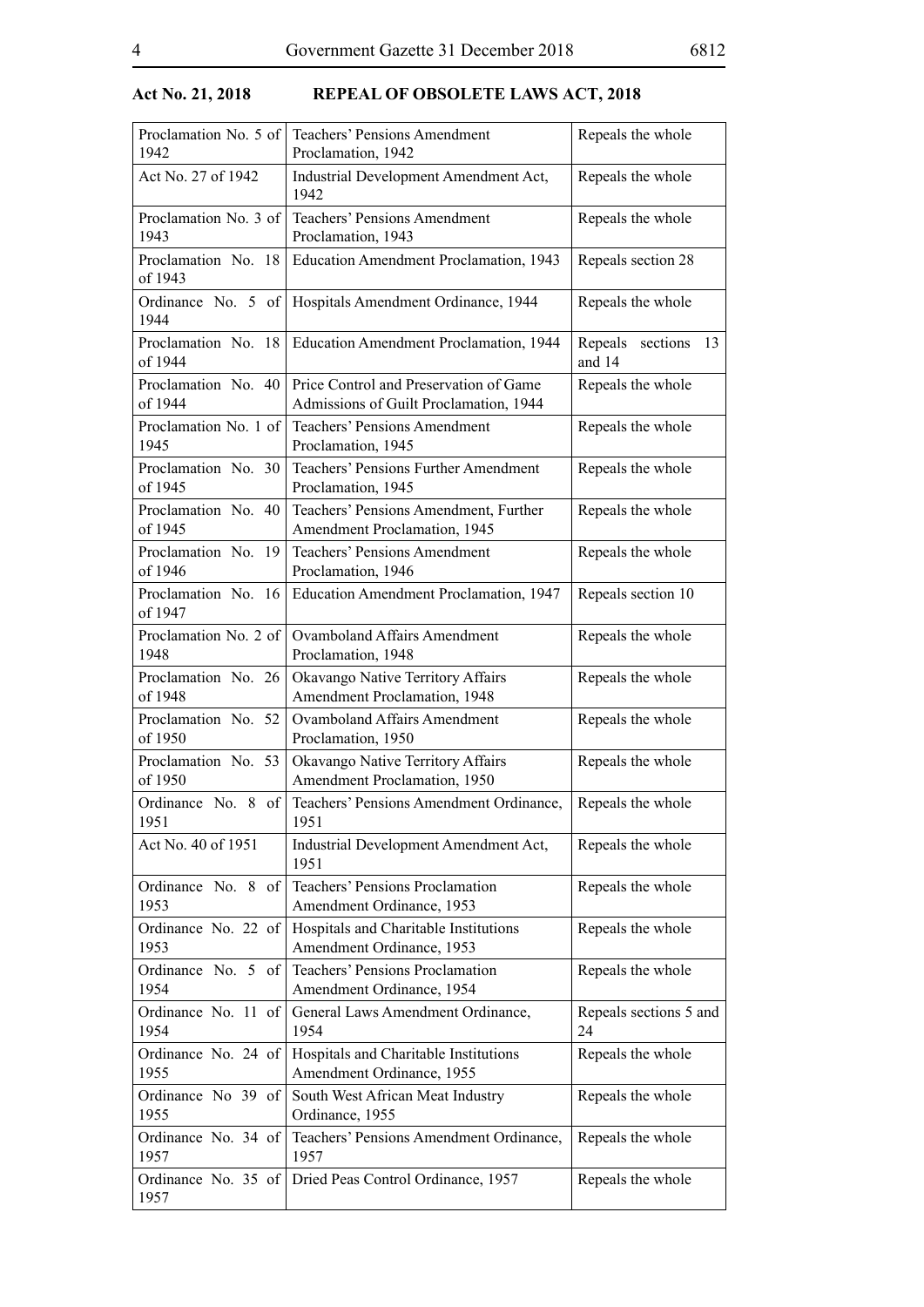**Act No. 21, 2018 REPEAL OF OBSOLETE LAWS ACT, 2018**

| | | |
|---|---|---|
| Proclamation No. 5 of 1942 | Teachers' Pensions Amendment Proclamation, 1942 | Repeals the whole |
| Act No. 27 of 1942 | Industrial Development Amendment Act, 1942 | Repeals the whole |
| Proclamation No. 3 of 1943 | Teachers' Pensions Amendment Proclamation, 1943 | Repeals the whole |
| Proclamation No. 18 of 1943 | Education Amendment Proclamation, 1943 | Repeals section 28 |
| Ordinance No. 5 of 1944 | Hospitals Amendment Ordinance, 1944 | Repeals the whole |
| Proclamation No. 18 of 1944 | Education Amendment Proclamation, 1944 | Repeals sections 13 and 14 |
| Proclamation No. 40 of 1944 | Price Control and Preservation of Game Admissions of Guilt Proclamation, 1944 | Repeals the whole |
| Proclamation No. 1 of 1945 | Teachers' Pensions Amendment Proclamation, 1945 | Repeals the whole |
| Proclamation No. 30 of 1945 | Teachers' Pensions Further Amendment Proclamation, 1945 | Repeals the whole |
| Proclamation No. 40 of 1945 | Teachers' Pensions Amendment, Further Amendment Proclamation, 1945 | Repeals the whole |
| Proclamation No. 19 of 1946 | Teachers' Pensions Amendment Proclamation, 1946 | Repeals the whole |
| Proclamation No. 16 of 1947 | Education Amendment Proclamation, 1947 | Repeals section 10 |
| Proclamation No. 2 of 1948 | Ovamboland Affairs Amendment Proclamation, 1948 | Repeals the whole |
| Proclamation No. 26 of 1948 | Okavango Native Territory Affairs Amendment Proclamation, 1948 | Repeals the whole |
| Proclamation No. 52 of 1950 | Ovamboland Affairs Amendment Proclamation, 1950 | Repeals the whole |
| Proclamation No. 53 of 1950 | Okavango Native Territory Affairs Amendment Proclamation, 1950 | Repeals the whole |
| Ordinance No. 8 of 1951 | Teachers' Pensions Amendment Ordinance, 1951 | Repeals the whole |
| Act No. 40 of 1951 | Industrial Development Amendment Act, 1951 | Repeals the whole |
| Ordinance No. 8 of 1953 | Teachers' Pensions Proclamation Amendment Ordinance, 1953 | Repeals the whole |
| Ordinance No. 22 of 1953 | Hospitals and Charitable Institutions Amendment Ordinance, 1953 | Repeals the whole |
| Ordinance No. 5 of 1954 | Teachers' Pensions Proclamation Amendment Ordinance, 1954 | Repeals the whole |
| Ordinance No. 11 of 1954 | General Laws Amendment Ordinance, 1954 | Repeals sections 5 and 24 |
| Ordinance No. 24 of 1955 | Hospitals and Charitable Institutions Amendment Ordinance, 1955 | Repeals the whole |
| Ordinance No 39 of 1955 | South West African Meat Industry Ordinance, 1955 | Repeals the whole |
| Ordinance No. 34 of 1957 | Teachers' Pensions Amendment Ordinance, 1957 | Repeals the whole |
| Ordinance No. 35 of 1957 | Dried Peas Control Ordinance, 1957 | Repeals the whole |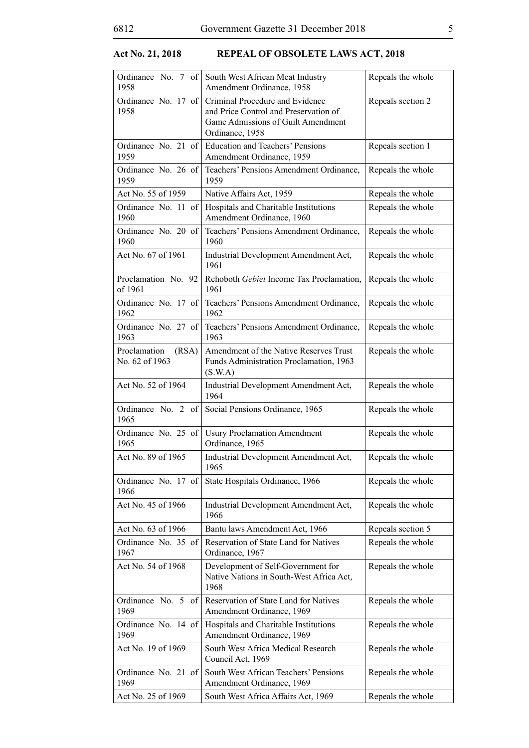**Act No. 21, 2018 REPEAL OF OBSOLETE LAWS ACT, 2018**

| | | |
|---|---|---|
| Ordinance No. 7 of 1958 | South West African Meat Industry Amendment Ordinance, 1958 | Repeals the whole |
| Ordinance No. 17 of 1958 | Criminal Procedure and Evidence and Price Control and Preservation of Game Admissions of Guilt Amendment Ordinance, 1958 | Repeals section 2 |
| Ordinance No. 21 of 1959 | Education and Teachers' Pensions Amendment Ordinance, 1959 | Repeals section 1 |
| Ordinance No. 26 of 1959 | Teachers' Pensions Amendment Ordinance, 1959 | Repeals the whole |
| Act No. 55 of 1959 | Native Affairs Act, 1959 | Repeals the whole |
| Ordinance No. 11 of 1960 | Hospitals and Charitable Institutions Amendment Ordinance, 1960 | Repeals the whole |
| Ordinance No. 20 of 1960 | Teachers' Pensions Amendment Ordinance, 1960 | Repeals the whole |
| Act No. 67 of 1961 | Industrial Development Amendment Act, 1961 | Repeals the whole |
| Proclamation No. 92 of 1961 | Rehoboth *Gebiet* Income Tax Proclamation, 1961 | Repeals the whole |
| Ordinance No. 17 of 1962 | Teachers' Pensions Amendment Ordinance, 1962 | Repeals the whole |
| Ordinance No. 27 of 1963 | Teachers' Pensions Amendment Ordinance, 1963 | Repeals the whole |
| Proclamation (RSA) No. 62 of 1963 | Amendment of the Native Reserves Trust Funds Administration Proclamation, 1963 (S.W.A) | Repeals the whole |
| Act No. 52 of 1964 | Industrial Development Amendment Act, 1964 | Repeals the whole |
| Ordinance No. 2 of 1965 | Social Pensions Ordinance, 1965 | Repeals the whole |
| Ordinance No. 25 of 1965 | Usury Proclamation Amendment Ordinance, 1965 | Repeals the whole |
| Act No. 89 of 1965 | Industrial Development Amendment Act, 1965 | Repeals the whole |
| Ordinance No. 17 of 1966 | State Hospitals Ordinance, 1966 | Repeals the whole |
| Act No. 45 of 1966 | Industrial Development Amendment Act, 1966 | Repeals the whole |
| Act No. 63 of 1966 | Bantu laws Amendment Act, 1966 | Repeals section 5 |
| Ordinance No. 35 of 1967 | Reservation of State Land for Natives Ordinance, 1967 | Repeals the whole |
| Act No. 54 of 1968 | Development of Self-Government for Native Nations in South-West Africa Act, 1968 | Repeals the whole |
| Ordinance No. 5 of 1969 | Reservation of State Land for Natives Amendment Ordinance, 1969 | Repeals the whole |
| Ordinance No. 14 of 1969 | Hospitals and Charitable Institutions Amendment Ordinance, 1969 | Repeals the whole |
| Act No. 19 of 1969 | South West Africa Medical Research Council Act, 1969 | Repeals the whole |
| Ordinance No. 21 of 1969 | South West African Teachers' Pensions Amendment Ordinance, 1969 | Repeals the whole |
| Act No. 25 of 1969 | South West Africa Affairs Act, 1969 | Repeals the whole |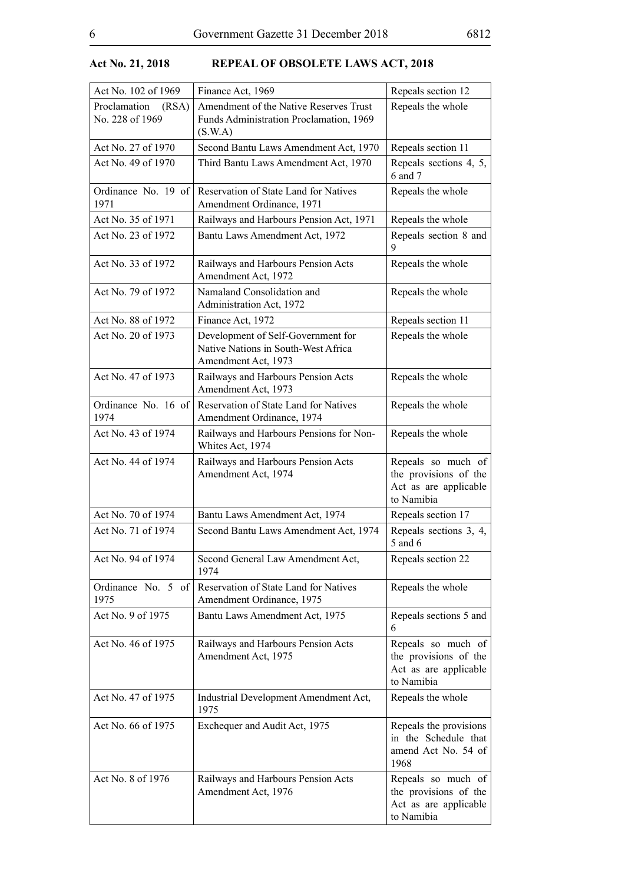| Act No. 102 of 1969 | Finance Act, 1969 | Repeals section 12 |
|---|---|---|
| Proclamation (RSA) No. 228 of 1969 | Amendment of the Native Reserves Trust Funds Administration Proclamation, 1969 (S.W.A) | Repeals the whole |
| Act No. 27 of 1970 | Second Bantu Laws Amendment Act, 1970 | Repeals section 11 |
| Act No. 49 of 1970 | Third Bantu Laws Amendment Act, 1970 | Repeals sections 4, 5, 6 and 7 |
| Ordinance No. 19 of 1971 | Reservation of State Land for Natives Amendment Ordinance, 1971 | Repeals the whole |
| Act No. 35 of 1971 | Railways and Harbours Pension Act, 1971 | Repeals the whole |
| Act No. 23 of 1972 | Bantu Laws Amendment Act, 1972 | Repeals section 8 and 9 |
| Act No. 33 of 1972 | Railways and Harbours Pension Acts Amendment Act, 1972 | Repeals the whole |
| Act No. 79 of 1972 | Namaland Consolidation and Administration Act, 1972 | Repeals the whole |
| Act No. 88 of 1972 | Finance Act, 1972 | Repeals section 11 |
| Act No. 20 of 1973 | Development of Self-Government for Native Nations in South-West Africa Amendment Act, 1973 | Repeals the whole |
| Act No. 47 of 1973 | Railways and Harbours Pension Acts Amendment Act, 1973 | Repeals the whole |
| Ordinance No. 16 of 1974 | Reservation of State Land for Natives Amendment Ordinance, 1974 | Repeals the whole |
| Act No. 43 of 1974 | Railways and Harbours Pensions for Non-Whites Act, 1974 | Repeals the whole |
| Act No. 44 of 1974 | Railways and Harbours Pension Acts Amendment Act, 1974 | Repeals so much of the provisions of the Act as are applicable to Namibia |
| Act No. 70 of 1974 | Bantu Laws Amendment Act, 1974 | Repeals section 17 |
| Act No. 71 of 1974 | Second Bantu Laws Amendment Act, 1974 | Repeals sections 3, 4, 5 and 6 |
| Act No. 94 of 1974 | Second General Law Amendment Act, 1974 | Repeals section 22 |
| Ordinance No. 5 of 1975 | Reservation of State Land for Natives Amendment Ordinance, 1975 | Repeals the whole |
| Act No. 9 of 1975 | Bantu Laws Amendment Act, 1975 | Repeals sections 5 and 6 |
| Act No. 46 of 1975 | Railways and Harbours Pension Acts Amendment Act, 1975 | Repeals so much of the provisions of the Act as are applicable to Namibia |
| Act No. 47 of 1975 | Industrial Development Amendment Act, 1975 | Repeals the whole |
| Act No. 66 of 1975 | Exchequer and Audit Act, 1975 | Repeals the provisions in the Schedule that amend Act No. 54 of 1968 |
| Act No. 8 of 1976 | Railways and Harbours Pension Acts Amendment Act, 1976 | Repeals so much of the provisions of the Act as are applicable to Namibia |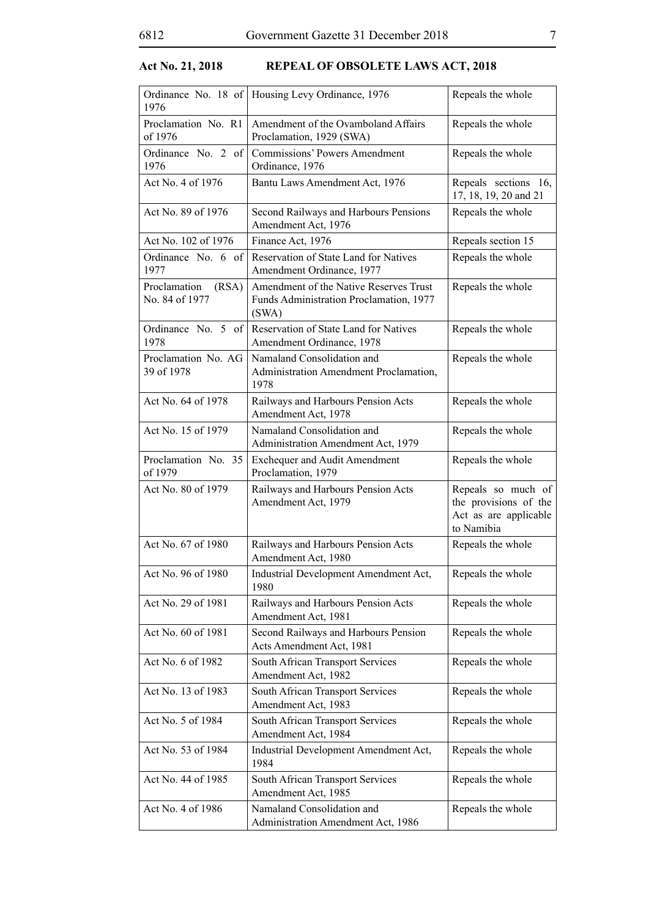**Act No. 21, 2018 REPEAL OF OBSOLETE LAWS ACT, 2018**

| | | |
|---|---|---|
| Ordinance No. 18 of 1976 | Housing Levy Ordinance, 1976 | Repeals the whole |
| Proclamation No. R1 of 1976 | Amendment of the Ovamboland Affairs Proclamation, 1929 (SWA) | Repeals the whole |
| Ordinance No. 2 of 1976 | Commissions' Powers Amendment Ordinance, 1976 | Repeals the whole |
| Act No. 4 of 1976 | Bantu Laws Amendment Act, 1976 | Repeals sections 16, 17, 18, 19, 20 and 21 |
| Act No. 89 of 1976 | Second Railways and Harbours Pensions Amendment Act, 1976 | Repeals the whole |
| Act No. 102 of 1976 | Finance Act, 1976 | Repeals section 15 |
| Ordinance No. 6 of 1977 | Reservation of State Land for Natives Amendment Ordinance, 1977 | Repeals the whole |
| Proclamation (RSA) No. 84 of 1977 | Amendment of the Native Reserves Trust Funds Administration Proclamation, 1977 (SWA) | Repeals the whole |
| Ordinance No. 5 of 1978 | Reservation of State Land for Natives Amendment Ordinance, 1978 | Repeals the whole |
| Proclamation No. AG 39 of 1978 | Namaland Consolidation and Administration Amendment Proclamation, 1978 | Repeals the whole |
| Act No. 64 of 1978 | Railways and Harbours Pension Acts Amendment Act, 1978 | Repeals the whole |
| Act No. 15 of 1979 | Namaland Consolidation and Administration Amendment Act, 1979 | Repeals the whole |
| Proclamation No. 35 of 1979 | Exchequer and Audit Amendment Proclamation, 1979 | Repeals the whole |
| Act No. 80 of 1979 | Railways and Harbours Pension Acts Amendment Act, 1979 | Repeals so much of the provisions of the Act as are applicable to Namibia |
| Act No. 67 of 1980 | Railways and Harbours Pension Acts Amendment Act, 1980 | Repeals the whole |
| Act No. 96 of 1980 | Industrial Development Amendment Act, 1980 | Repeals the whole |
| Act No. 29 of 1981 | Railways and Harbours Pension Acts Amendment Act, 1981 | Repeals the whole |
| Act No. 60 of 1981 | Second Railways and Harbours Pension Acts Amendment Act, 1981 | Repeals the whole |
| Act No. 6 of 1982 | South African Transport Services Amendment Act, 1982 | Repeals the whole |
| Act No. 13 of 1983 | South African Transport Services Amendment Act, 1983 | Repeals the whole |
| Act No. 5 of 1984 | South African Transport Services Amendment Act, 1984 | Repeals the whole |
| Act No. 53 of 1984 | Industrial Development Amendment Act, 1984 | Repeals the whole |
| Act No. 44 of 1985 | South African Transport Services Amendment Act, 1985 | Repeals the whole |
| Act No. 4 of 1986 | Namaland Consolidation and Administration Amendment Act, 1986 | Repeals the whole |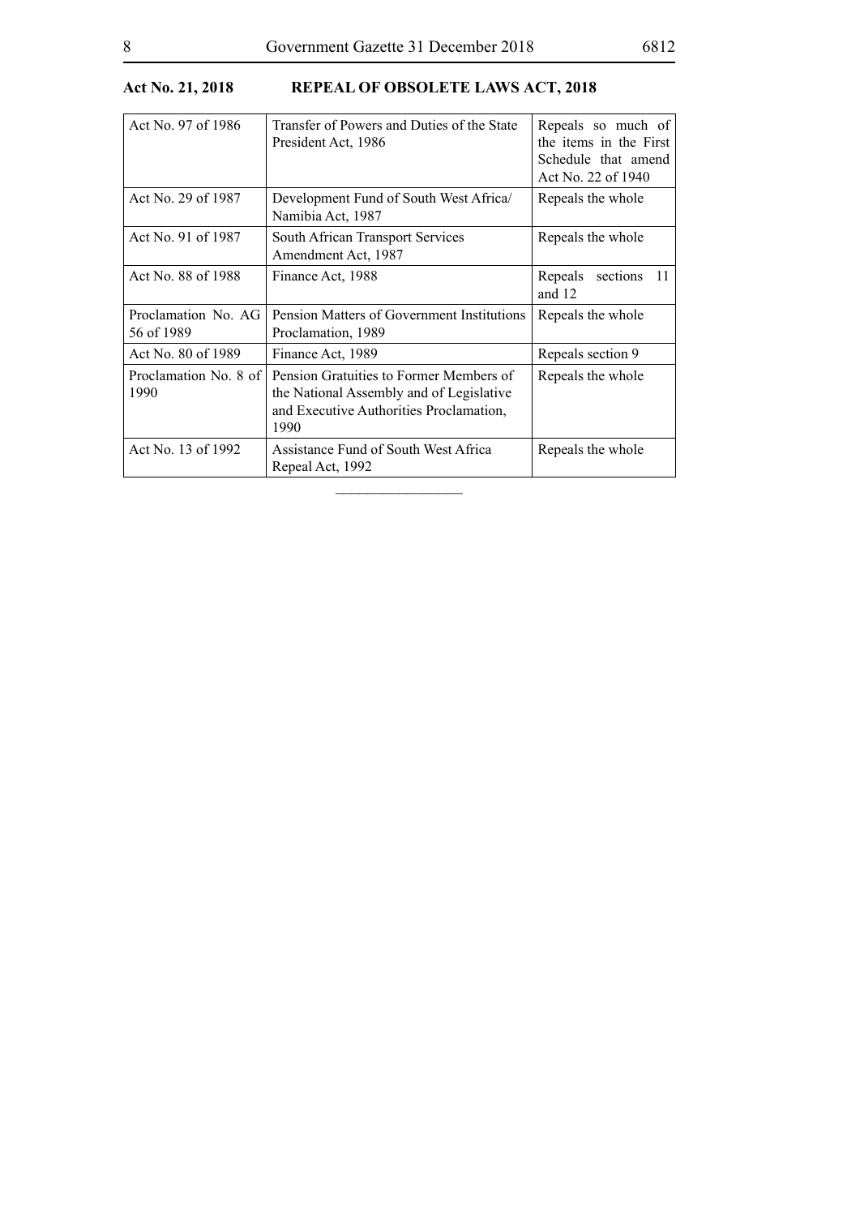| | | |
|---|---|---|
| Act No. 97 of 1986 | Transfer of Powers and Duties of the State President Act, 1986 | Repeals so much of the items in the First Schedule that amend Act No. 22 of 1940 |
| Act No. 29 of 1987 | Development Fund of South West Africa/ Namibia Act, 1987 | Repeals the whole |
| Act No. 91 of 1987 | South African Transport Services Amendment Act, 1987 | Repeals the whole |
| Act No. 88 of 1988 | Finance Act, 1988 | Repeals sections 11 and 12 |
| Proclamation No. AG 56 of 1989 | Pension Matters of Government Institutions Proclamation, 1989 | Repeals the whole |
| Act No. 80 of 1989 | Finance Act, 1989 | Repeals section 9 |
| Proclamation No. 8 of 1990 | Pension Gratuities to Former Members of the National Assembly and of Legislative and Executive Authorities Proclamation, 1990 | Repeals the whole |
| Act No. 13 of 1992 | Assistance Fund of South West Africa Repeal Act, 1992 | Repeals the whole |

________________